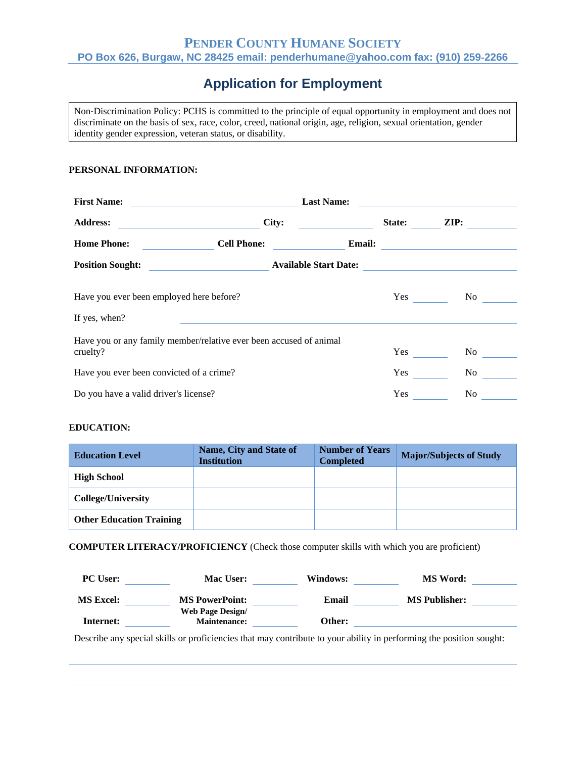# Pender County Humane Society

**PO Box 626, Burgaw, NC 28425 email: penderhumane@yahoo.com fax: (910) 259-2266**

## Application for Employment

Non-Discrimination Policy: PCHS is committed to the principle of equal opportunity in employment and does not discriminate on the basis of sex, race, color, creed, national origin, age, religion, sexual orientation, gender identity gender expression, veteran status, or disability.

### PERSONAL INFORMATION:

**First Name:** ____________________ **Last Name:** ____________________

**Address:** ____________________ **City:** ____________ **State:** ______ **ZIP:** ________

**Home Phone:** ____________ **Cell Phone:** ____________ **Email:** ____________________

**Position Sought:** ____________________ **Available Start Date:** ____________________

Have you ever been employed here before? Yes ______ No ______

If yes, when? ____________________________________________

Have you or any family member/relative ever been accused of animal cruelty? Yes ______ No ______

Have you ever been convicted of a crime? Yes ______ No ______

Do you have a valid driver's license? Yes ______ No ______

### EDUCATION:

| Education Level | Name, City and State of Institution | Number of Years Completed | Major/Subjects of Study |
|---|---|---|---|
| **High School** | | | |
| **College/University** | | | |
| **Other Education Training** | | | |

**COMPUTER LITERACY/PROFICIENCY** (Check those computer skills with which you are proficient)

**PC User:** ________ **Mac User:** ________ **Windows:** ________ **MS Word:** ________

**MS Excel:** ________ **MS PowerPoint:** ________ **Email** ________ **MS Publisher:** ________

**Internet:** ________ **Web Page Design/ Maintenance:** ________ **Other:** ____________________

Describe any special skills or proficiencies that may contribute to your ability in performing the position sought:

______________________________________________________________________

______________________________________________________________________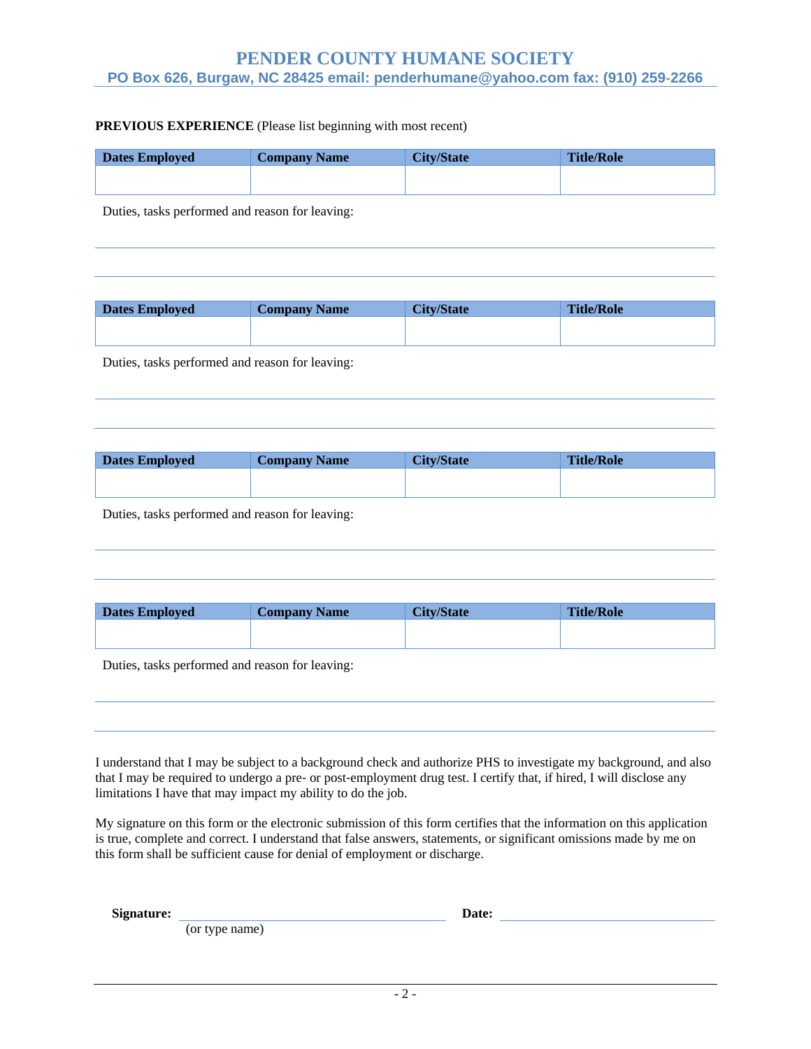**PREVIOUS EXPERIENCE** (Please list beginning with most recent)

| Dates Employed | Company Name | City/State | Title/Role |
| --- | --- | --- | --- |
| | | | |

Duties, tasks performed and reason for leaving:

| Dates Employed | Company Name | City/State | Title/Role |
| --- | --- | --- | --- |
| | | | |

Duties, tasks performed and reason for leaving:

| Dates Employed | Company Name | City/State | Title/Role |
| --- | --- | --- | --- |
| | | | |

Duties, tasks performed and reason for leaving:

| Dates Employed | Company Name | City/State | Title/Role |
| --- | --- | --- | --- |
| | | | |

Duties, tasks performed and reason for leaving:

I understand that I may be subject to a background check and authorize PHS to investigate my background, and also that I may be required to undergo a pre- or post-employment drug test. I certify that, if hired, I will disclose any limitations I have that may impact my ability to do the job.

My signature on this form or the electronic submission of this form certifies that the information on this application is true, complete and correct. I understand that false answers, statements, or significant omissions made by me on this form shall be sufficient cause for denial of employment or discharge.

**Signature:** ______________________ **Date:** ______________________
(or type name)